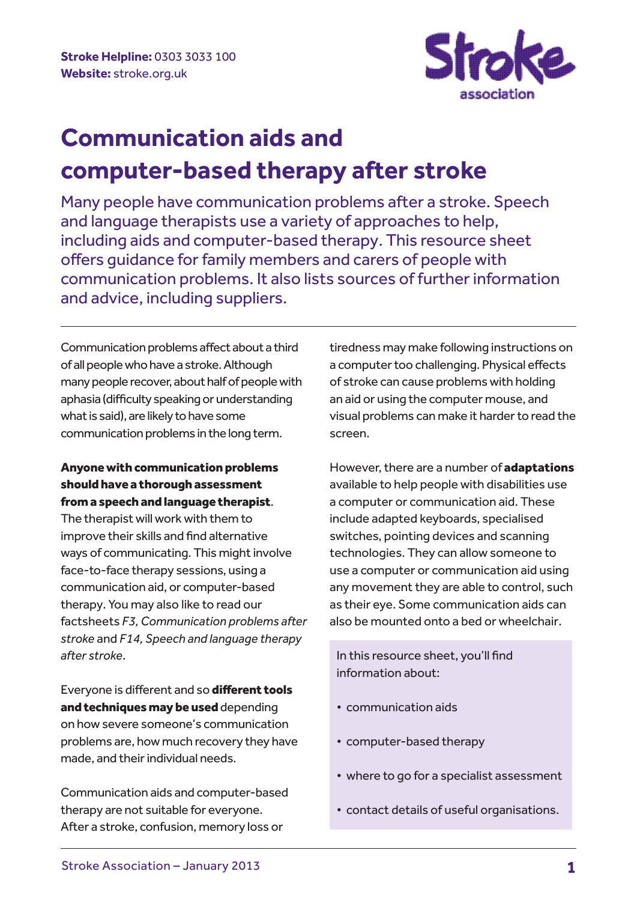**Stroke Helpline:** 0303 3033 100
**Website:** stroke.org.uk

# Communication aids and computer-based therapy after stroke

Many people have communication problems after a stroke. Speech and language therapists use a variety of approaches to help, including aids and computer-based therapy. This resource sheet offers guidance for family members and carers of people with communication problems. It also lists sources of further information and advice, including suppliers.

Communication problems affect about a third of all people who have a stroke. Although many people recover, about half of people with aphasia (difficulty speaking or understanding what is said), are likely to have some communication problems in the long term.

**Anyone with communication problems should have a thorough assessment from a speech and language therapist**. The therapist will work with them to improve their skills and find alternative ways of communicating. This might involve face-to-face therapy sessions, using a communication aid, or computer-based therapy. You may also like to read our factsheets *F3, Communication problems after stroke* and *F14, Speech and language therapy after stroke*.

Everyone is different and so **different tools and techniques may be used** depending on how severe someone's communication problems are, how much recovery they have made, and their individual needs.

Communication aids and computer-based therapy are not suitable for everyone. After a stroke, confusion, memory loss or tiredness may make following instructions on a computer too challenging. Physical effects of stroke can cause problems with holding an aid or using the computer mouse, and visual problems can make it harder to read the screen.

However, there are a number of **adaptations** available to help people with disabilities use a computer or communication aid. These include adapted keyboards, specialised switches, pointing devices and scanning technologies. They can allow someone to use a computer or communication aid using any movement they are able to control, such as their eye. Some communication aids can also be mounted onto a bed or wheelchair.

In this resource sheet, you'll find information about:

- communication aids
- computer-based therapy
- where to go for a specialist assessment
- contact details of useful organisations.

Stroke Association – January 2013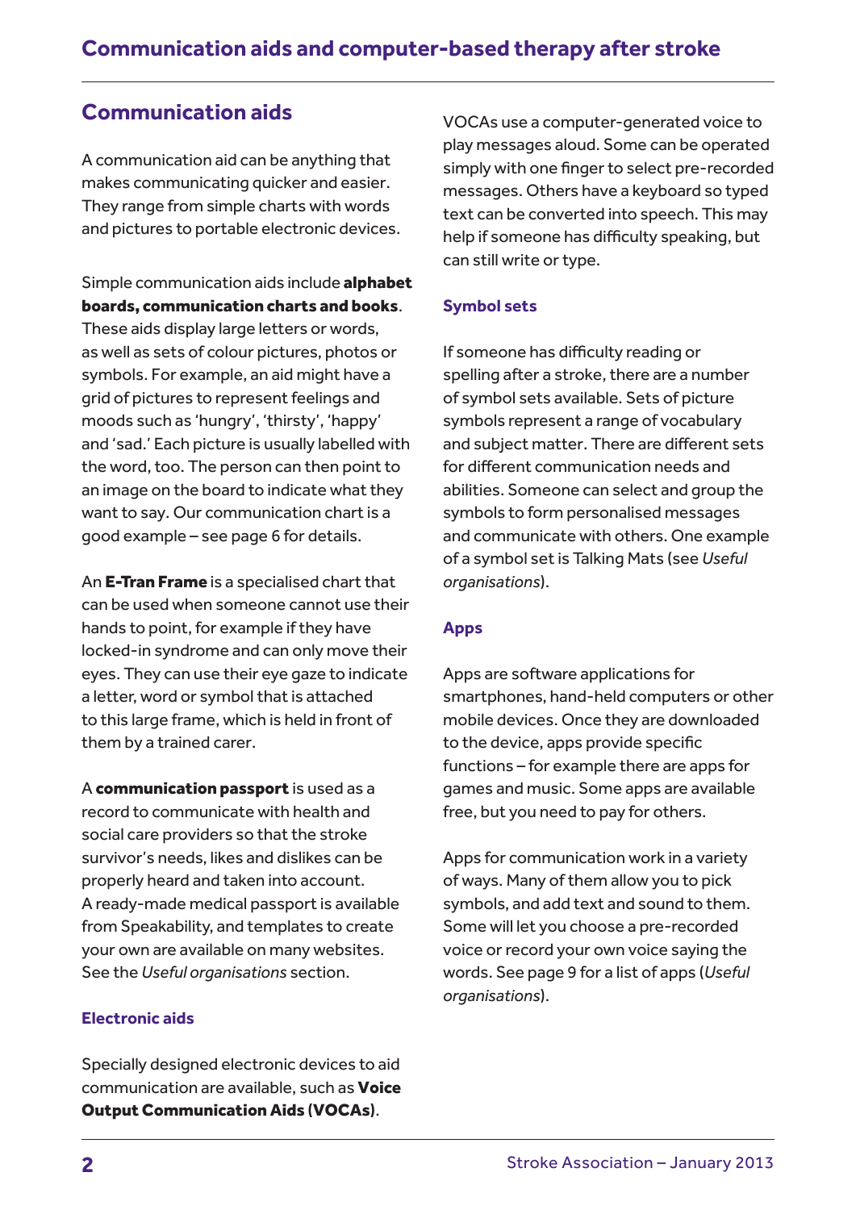## Communication aids

A communication aid can be anything that makes communicating quicker and easier. They range from simple charts with words and pictures to portable electronic devices.

Simple communication aids include **alphabet boards, communication charts and books**. These aids display large letters or words, as well as sets of colour pictures, photos or symbols. For example, an aid might have a grid of pictures to represent feelings and moods such as 'hungry', 'thirsty', 'happy' and 'sad.' Each picture is usually labelled with the word, too. The person can then point to an image on the board to indicate what they want to say. Our communication chart is a good example – see page 6 for details.

An **E-Tran Frame** is a specialised chart that can be used when someone cannot use their hands to point, for example if they have locked-in syndrome and can only move their eyes. They can use their eye gaze to indicate a letter, word or symbol that is attached to this large frame, which is held in front of them by a trained carer.

A **communication passport** is used as a record to communicate with health and social care providers so that the stroke survivor's needs, likes and dislikes can be properly heard and taken into account. A ready-made medical passport is available from Speakability, and templates to create your own are available on many websites. See the *Useful organisations* section.

### Electronic aids

Specially designed electronic devices to aid communication are available, such as **Voice Output Communication Aids (VOCAs)**.

VOCAs use a computer-generated voice to play messages aloud. Some can be operated simply with one finger to select pre-recorded messages. Others have a keyboard so typed text can be converted into speech. This may help if someone has difficulty speaking, but can still write or type.

### Symbol sets

If someone has difficulty reading or spelling after a stroke, there are a number of symbol sets available. Sets of picture symbols represent a range of vocabulary and subject matter. There are different sets for different communication needs and abilities. Someone can select and group the symbols to form personalised messages and communicate with others. One example of a symbol set is Talking Mats (see *Useful organisations*).

### Apps

Apps are software applications for smartphones, hand-held computers or other mobile devices. Once they are downloaded to the device, apps provide specific functions – for example there are apps for games and music. Some apps are available free, but you need to pay for others.

Apps for communication work in a variety of ways. Many of them allow you to pick symbols, and add text and sound to them. Some will let you choose a pre-recorded voice or record your own voice saying the words. See page 9 for a list of apps (*Useful organisations*).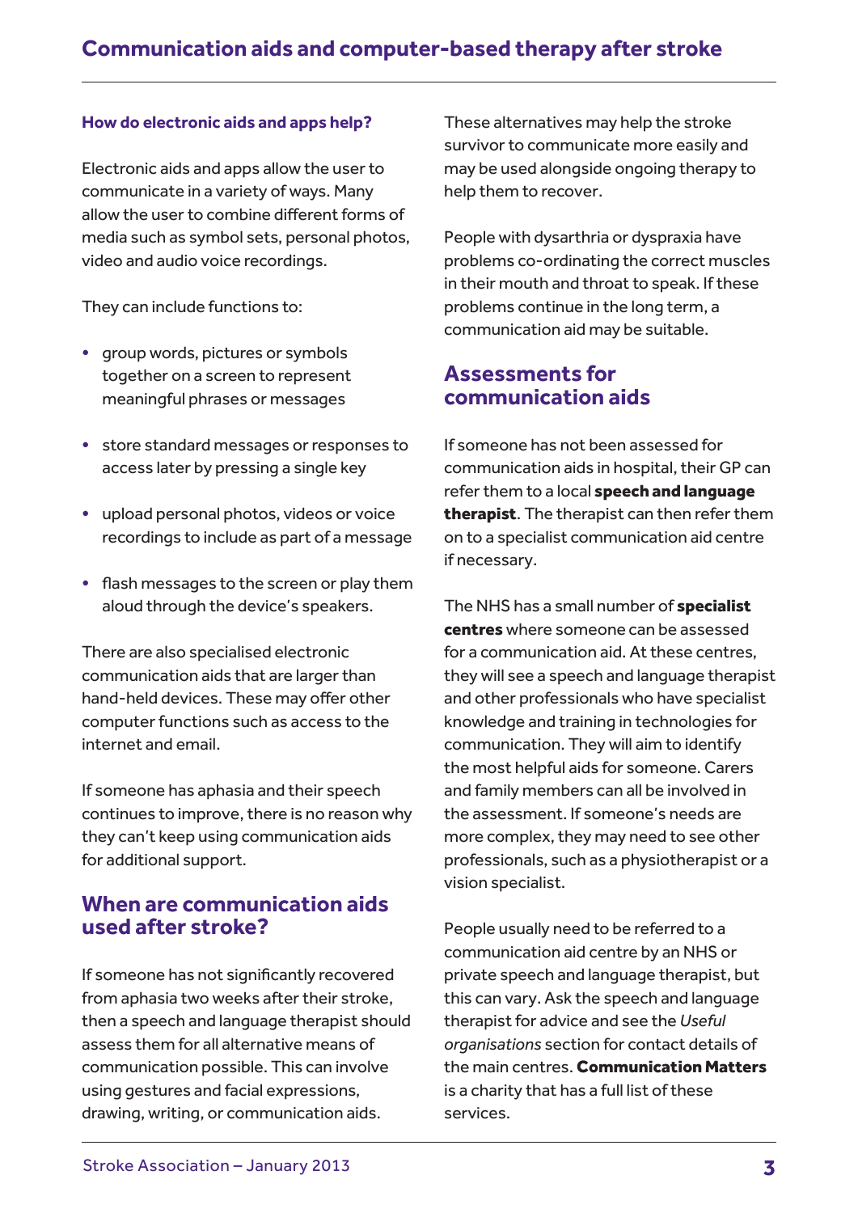### How do electronic aids and apps help?

Electronic aids and apps allow the user to communicate in a variety of ways. Many allow the user to combine different forms of media such as symbol sets, personal photos, video and audio voice recordings.

They can include functions to:

- group words, pictures or symbols together on a screen to represent meaningful phrases or messages
- store standard messages or responses to access later by pressing a single key
- upload personal photos, videos or voice recordings to include as part of a message
- flash messages to the screen or play them aloud through the device's speakers.

There are also specialised electronic communication aids that are larger than hand-held devices. These may offer other computer functions such as access to the internet and email.

If someone has aphasia and their speech continues to improve, there is no reason why they can't keep using communication aids for additional support.

## When are communication aids used after stroke?

If someone has not significantly recovered from aphasia two weeks after their stroke, then a speech and language therapist should assess them for all alternative means of communication possible. This can involve using gestures and facial expressions, drawing, writing, or communication aids.

These alternatives may help the stroke survivor to communicate more easily and may be used alongside ongoing therapy to help them to recover.

People with dysarthria or dyspraxia have problems co-ordinating the correct muscles in their mouth and throat to speak. If these problems continue in the long term, a communication aid may be suitable.

## Assessments for communication aids

If someone has not been assessed for communication aids in hospital, their GP can refer them to a local **speech and language therapist**. The therapist can then refer them on to a specialist communication aid centre if necessary.

The NHS has a small number of **specialist centres** where someone can be assessed for a communication aid. At these centres, they will see a speech and language therapist and other professionals who have specialist knowledge and training in technologies for communication. They will aim to identify the most helpful aids for someone. Carers and family members can all be involved in the assessment. If someone's needs are more complex, they may need to see other professionals, such as a physiotherapist or a vision specialist.

People usually need to be referred to a communication aid centre by an NHS or private speech and language therapist, but this can vary. Ask the speech and language therapist for advice and see the *Useful organisations* section for contact details of the main centres. **Communication Matters** is a charity that has a full list of these services.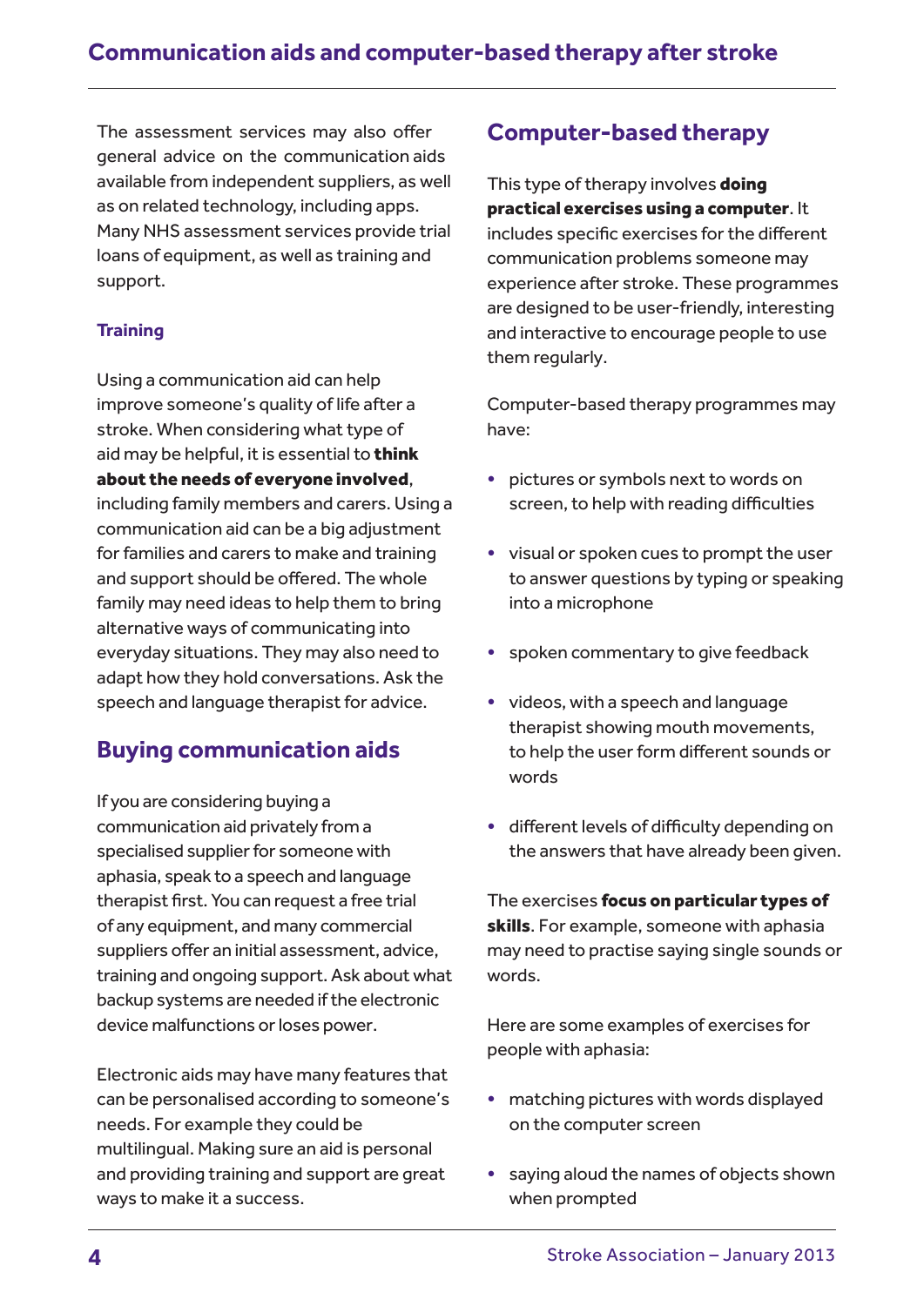The assessment services may also offer general advice on the communication aids available from independent suppliers, as well as on related technology, including apps. Many NHS assessment services provide trial loans of equipment, as well as training and support.

### Training

Using a communication aid can help improve someone's quality of life after a stroke. When considering what type of aid may be helpful, it is essential to **think about the needs of everyone involved**, including family members and carers. Using a communication aid can be a big adjustment for families and carers to make and training and support should be offered. The whole family may need ideas to help them to bring alternative ways of communicating into everyday situations. They may also need to adapt how they hold conversations. Ask the speech and language therapist for advice.

## Buying communication aids

If you are considering buying a communication aid privately from a specialised supplier for someone with aphasia, speak to a speech and language therapist first. You can request a free trial of any equipment, and many commercial suppliers offer an initial assessment, advice, training and ongoing support. Ask about what backup systems are needed if the electronic device malfunctions or loses power.

Electronic aids may have many features that can be personalised according to someone's needs. For example they could be multilingual. Making sure an aid is personal and providing training and support are great ways to make it a success.

## Computer-based therapy

This type of therapy involves **doing practical exercises using a computer**. It includes specific exercises for the different communication problems someone may experience after stroke. These programmes are designed to be user-friendly, interesting and interactive to encourage people to use them regularly.

Computer-based therapy programmes may have:

- pictures or symbols next to words on screen, to help with reading difficulties
- visual or spoken cues to prompt the user to answer questions by typing or speaking into a microphone
- spoken commentary to give feedback
- videos, with a speech and language therapist showing mouth movements, to help the user form different sounds or words
- different levels of difficulty depending on the answers that have already been given.

The exercises **focus on particular types of skills**. For example, someone with aphasia may need to practise saying single sounds or words.

Here are some examples of exercises for people with aphasia:

- matching pictures with words displayed on the computer screen
- saying aloud the names of objects shown when prompted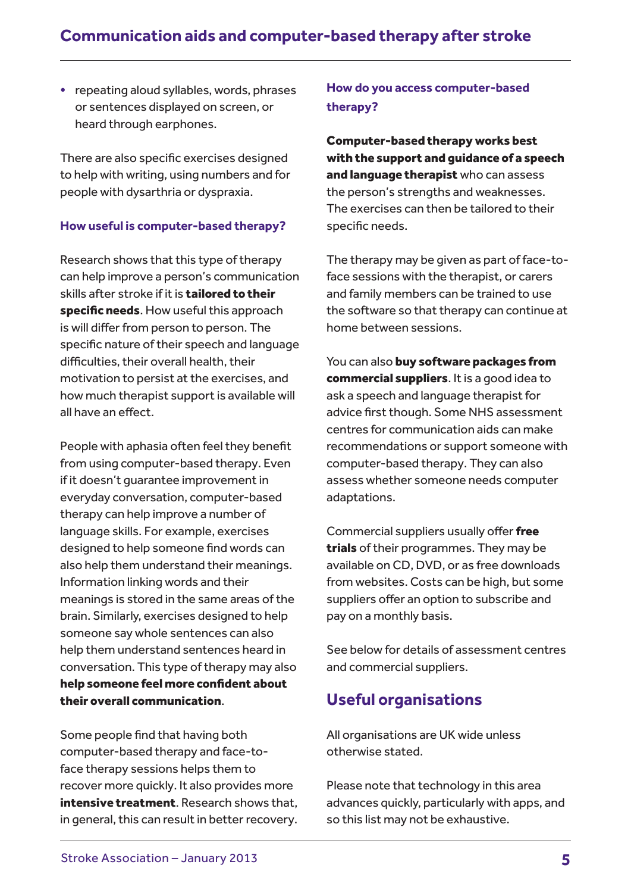- repeating aloud syllables, words, phrases or sentences displayed on screen, or heard through earphones.

There are also specific exercises designed to help with writing, using numbers and for people with dysarthria or dyspraxia.

### How useful is computer-based therapy?

Research shows that this type of therapy can help improve a person's communication skills after stroke if it is **tailored to their specific needs**. How useful this approach is will differ from person to person. The specific nature of their speech and language difficulties, their overall health, their motivation to persist at the exercises, and how much therapist support is available will all have an effect.

People with aphasia often feel they benefit from using computer-based therapy. Even if it doesn't guarantee improvement in everyday conversation, computer-based therapy can help improve a number of language skills. For example, exercises designed to help someone find words can also help them understand their meanings. Information linking words and their meanings is stored in the same areas of the brain. Similarly, exercises designed to help someone say whole sentences can also help them understand sentences heard in conversation. This type of therapy may also **help someone feel more confident about their overall communication**.

Some people find that having both computer-based therapy and face-to-face therapy sessions helps them to recover more quickly. It also provides more **intensive treatment**. Research shows that, in general, this can result in better recovery.

### How do you access computer-based therapy?

**Computer-based therapy works best with the support and guidance of a speech and language therapist** who can assess the person's strengths and weaknesses. The exercises can then be tailored to their specific needs.

The therapy may be given as part of face-to-face sessions with the therapist, or carers and family members can be trained to use the software so that therapy can continue at home between sessions.

You can also **buy software packages from commercial suppliers**. It is a good idea to ask a speech and language therapist for advice first though. Some NHS assessment centres for communication aids can make recommendations or support someone with computer-based therapy. They can also assess whether someone needs computer adaptations.

Commercial suppliers usually offer **free trials** of their programmes. They may be available on CD, DVD, or as free downloads from websites. Costs can be high, but some suppliers offer an option to subscribe and pay on a monthly basis.

See below for details of assessment centres and commercial suppliers.

## Useful organisations

All organisations are UK wide unless otherwise stated.

Please note that technology in this area advances quickly, particularly with apps, and so this list may not be exhaustive.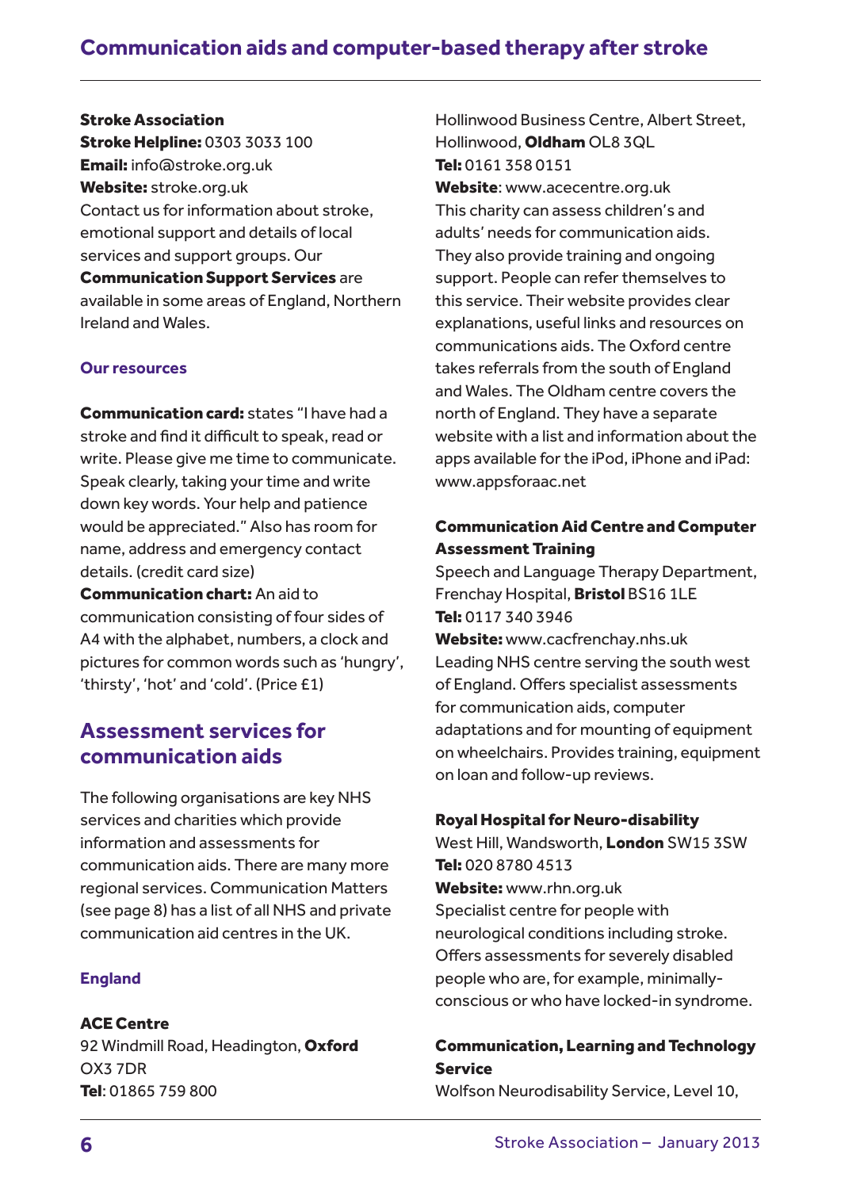**Stroke Association**
**Stroke Helpline:** 0303 3033 100
**Email:** info@stroke.org.uk
**Website:** stroke.org.uk
Contact us for information about stroke, emotional support and details of local services and support groups. Our **Communication Support Services** are available in some areas of England, Northern Ireland and Wales.

### Our resources

**Communication card:** states "I have had a stroke and find it difficult to speak, read or write. Please give me time to communicate. Speak clearly, taking your time and write down key words. Your help and patience would be appreciated." Also has room for name, address and emergency contact details. (credit card size)
**Communication chart:** An aid to communication consisting of four sides of A4 with the alphabet, numbers, a clock and pictures for common words such as 'hungry', 'thirsty', 'hot' and 'cold'. (Price £1)

## Assessment services for communication aids

The following organisations are key NHS services and charities which provide information and assessments for communication aids. There are many more regional services. Communication Matters (see page 8) has a list of all NHS and private communication aid centres in the UK.

### England

**ACE Centre**
92 Windmill Road, Headington, **Oxford** OX3 7DR
**Tel**: 01865 759 800
Hollinwood Business Centre, Albert Street, Hollinwood, **Oldham** OL8 3QL
**Tel:** 0161 358 0151
**Website**: www.acecentre.org.uk
This charity can assess children's and adults' needs for communication aids. They also provide training and ongoing support. People can refer themselves to this service. Their website provides clear explanations, useful links and resources on communications aids. The Oxford centre takes referrals from the south of England and Wales. The Oldham centre covers the north of England. They have a separate website with a list and information about the apps available for the iPod, iPhone and iPad: www.appsforaac.net

**Communication Aid Centre and Computer Assessment Training**
Speech and Language Therapy Department, Frenchay Hospital, **Bristol** BS16 1LE
**Tel:** 0117 340 3946
**Website:** www.cacfrenchay.nhs.uk
Leading NHS centre serving the south west of England. Offers specialist assessments for communication aids, computer adaptations and for mounting of equipment on wheelchairs. Provides training, equipment on loan and follow-up reviews.

**Royal Hospital for Neuro-disability**
West Hill, Wandsworth, **London** SW15 3SW
**Tel:** 020 8780 4513
**Website:** www.rhn.org.uk
Specialist centre for people with neurological conditions including stroke. Offers assessments for severely disabled people who are, for example, minimally-conscious or who have locked-in syndrome.

**Communication, Learning and Technology Service**
Wolfson Neurodisability Service, Level 10,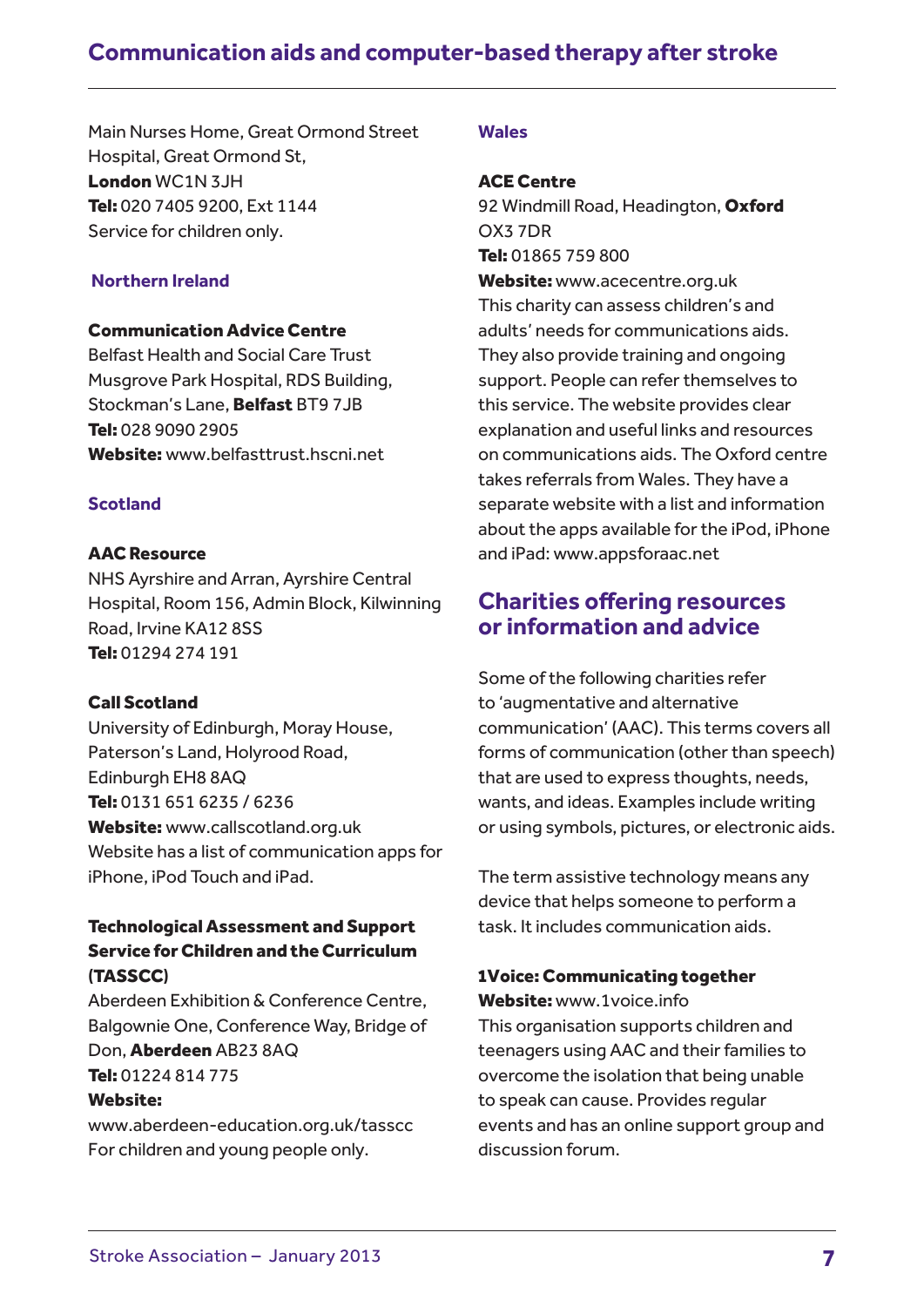Main Nurses Home, Great Ormond Street Hospital, Great Ormond St,
**London** WC1N 3JH
**Tel:** 020 7405 9200, Ext 1144
Service for children only.

### Northern Ireland

**Communication Advice Centre**
Belfast Health and Social Care Trust
Musgrove Park Hospital, RDS Building, Stockman's Lane, **Belfast** BT9 7JB
**Tel:** 028 9090 2905
**Website:** www.belfasttrust.hscni.net

### Scotland

**AAC Resource**
NHS Ayrshire and Arran, Ayrshire Central Hospital, Room 156, Admin Block, Kilwinning Road, Irvine KA12 8SS
**Tel:** 01294 274 191

**Call Scotland**
University of Edinburgh, Moray House, Paterson's Land, Holyrood Road, Edinburgh EH8 8AQ
**Tel:** 0131 651 6235 / 6236
**Website:** www.callscotland.org.uk
Website has a list of communication apps for iPhone, iPod Touch and iPad.

**Technological Assessment and Support Service for Children and the Curriculum (TASSCC)**
Aberdeen Exhibition & Conference Centre, Balgownie One, Conference Way, Bridge of Don, **Aberdeen** AB23 8AQ
**Tel:** 01224 814 775
**Website:**
www.aberdeen-education.org.uk/tasscc
For children and young people only.

### Wales

**ACE Centre**
92 Windmill Road, Headington, **Oxford** OX3 7DR
**Tel:** 01865 759 800
**Website:** www.acecentre.org.uk
This charity can assess children's and adults' needs for communications aids. They also provide training and ongoing support. People can refer themselves to this service. The website provides clear explanation and useful links and resources on communications aids. The Oxford centre takes referrals from Wales. They have a separate website with a list and information about the apps available for the iPod, iPhone and iPad: www.appsforaac.net

## Charities offering resources or information and advice

Some of the following charities refer to 'augmentative and alternative communication' (AAC). This terms covers all forms of communication (other than speech) that are used to express thoughts, needs, wants, and ideas. Examples include writing or using symbols, pictures, or electronic aids.

The term assistive technology means any device that helps someone to perform a task. It includes communication aids.

**1Voice: Communicating together**
**Website:** www.1voice.info
This organisation supports children and teenagers using AAC and their families to overcome the isolation that being unable to speak can cause. Provides regular events and has an online support group and discussion forum.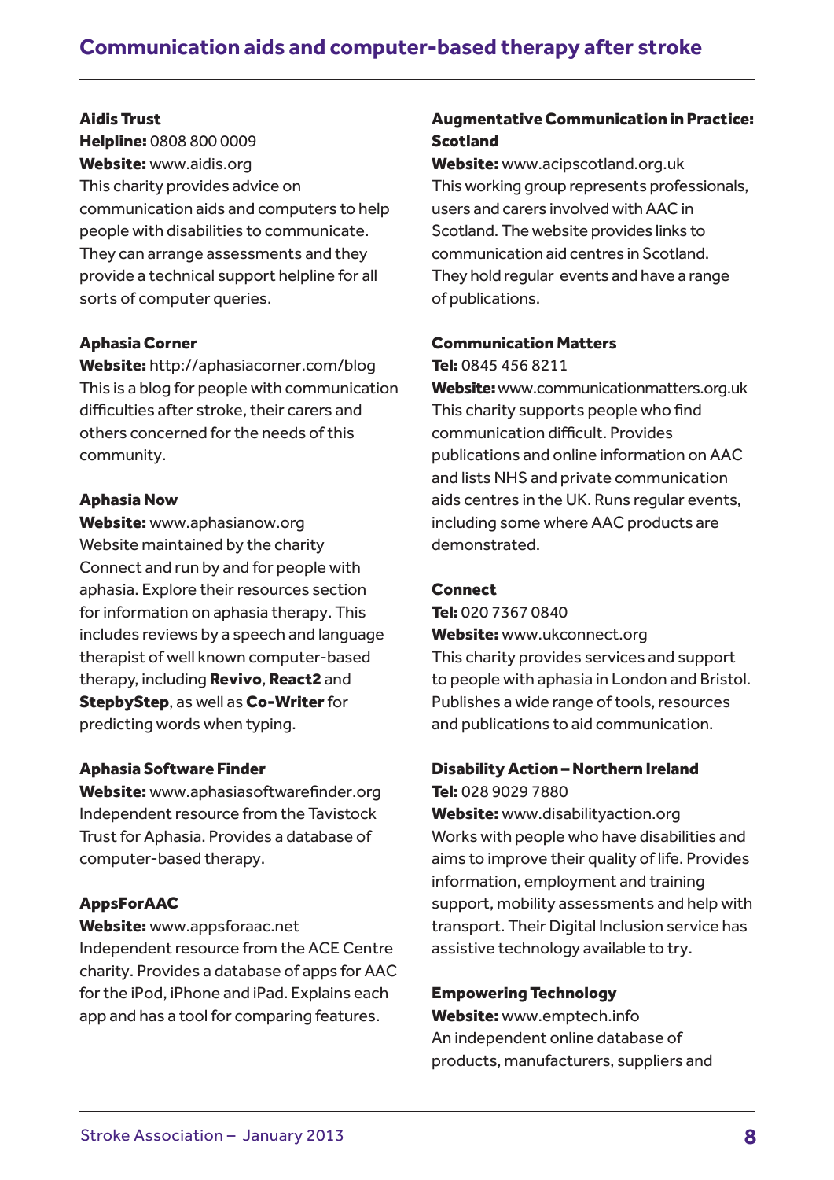**Aidis Trust**
**Helpline:** 0808 800 0009
**Website:** www.aidis.org
This charity provides advice on communication aids and computers to help people with disabilities to communicate. They can arrange assessments and they provide a technical support helpline for all sorts of computer queries.

**Aphasia Corner**
**Website:** http://aphasiacorner.com/blog
This is a blog for people with communication difficulties after stroke, their carers and others concerned for the needs of this community.

**Aphasia Now**
**Website:** www.aphasianow.org
Website maintained by the charity Connect and run by and for people with aphasia. Explore their resources section for information on aphasia therapy. This includes reviews by a speech and language therapist of well known computer-based therapy, including **Revivo**, **React2** and **StepbyStep**, as well as **Co-Writer** for predicting words when typing.

**Aphasia Software Finder**
**Website:** www.aphasiasoftwarefinder.org
Independent resource from the Tavistock Trust for Aphasia. Provides a database of computer-based therapy.

**AppsForAAC**
**Website:** www.appsforaac.net
Independent resource from the ACE Centre charity. Provides a database of apps for AAC for the iPod, iPhone and iPad. Explains each app and has a tool for comparing features.

**Augmentative Communication in Practice: Scotland**
**Website:** www.acipscotland.org.uk
This working group represents professionals, users and carers involved with AAC in Scotland. The website provides links to communication aid centres in Scotland. They hold regular events and have a range of publications.

**Communication Matters**
**Tel:** 0845 456 8211
**Website:** www.communicationmatters.org.uk
This charity supports people who find communication difficult. Provides publications and online information on AAC and lists NHS and private communication aids centres in the UK. Runs regular events, including some where AAC products are demonstrated.

**Connect**
**Tel:** 020 7367 0840
**Website:** www.ukconnect.org
This charity provides services and support to people with aphasia in London and Bristol. Publishes a wide range of tools, resources and publications to aid communication.

**Disability Action – Northern Ireland**
**Tel:** 028 9029 7880
**Website:** www.disabilityaction.org
Works with people who have disabilities and aims to improve their quality of life. Provides information, employment and training support, mobility assessments and help with transport. Their Digital Inclusion service has assistive technology available to try.

**Empowering Technology**
**Website:** www.emptech.info
An independent online database of products, manufacturers, suppliers and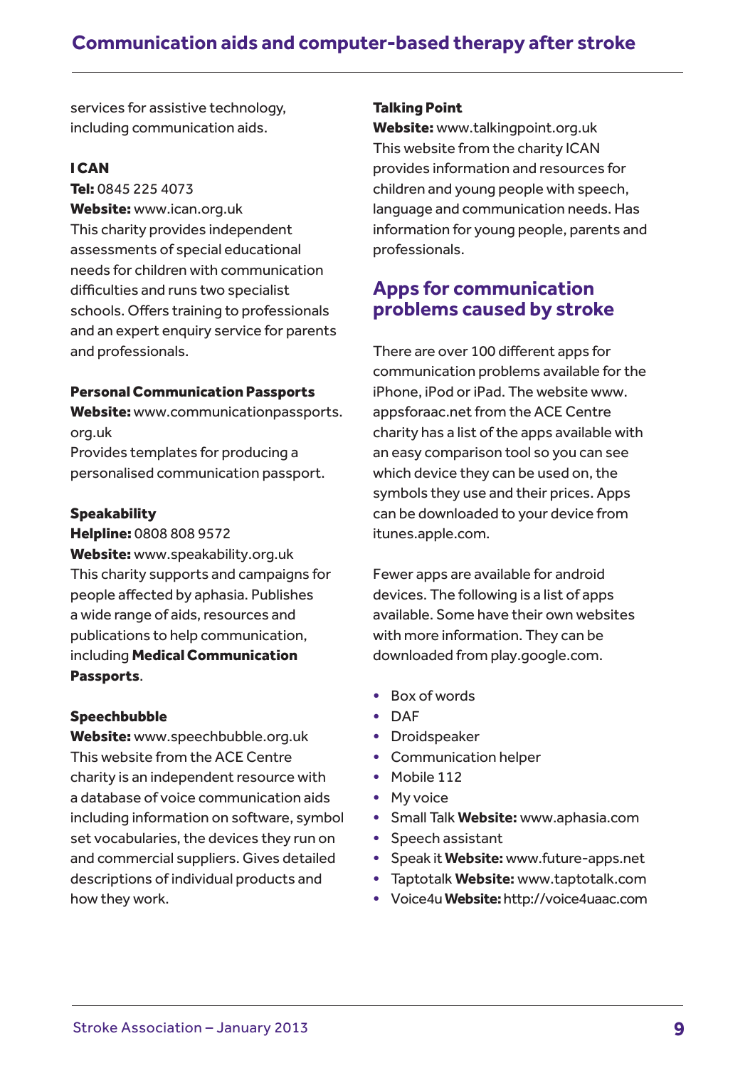services for assistive technology, including communication aids.

**I CAN**
**Tel:** 0845 225 4073
**Website:** www.ican.org.uk
This charity provides independent assessments of special educational needs for children with communication difficulties and runs two specialist schools. Offers training to professionals and an expert enquiry service for parents and professionals.

**Personal Communication Passports**
**Website:** www.communicationpassports.org.uk
Provides templates for producing a personalised communication passport.

**Speakability**
**Helpline:** 0808 808 9572
**Website:** www.speakability.org.uk
This charity supports and campaigns for people affected by aphasia. Publishes a wide range of aids, resources and publications to help communication, including **Medical Communication Passports**.

**Speechbubble**
**Website:** www.speechbubble.org.uk
This website from the ACE Centre charity is an independent resource with a database of voice communication aids including information on software, symbol set vocabularies, the devices they run on and commercial suppliers. Gives detailed descriptions of individual products and how they work.

**Talking Point**
**Website:** www.talkingpoint.org.uk
This website from the charity ICAN provides information and resources for children and young people with speech, language and communication needs. Has information for young people, parents and professionals.

## Apps for communication problems caused by stroke

There are over 100 different apps for communication problems available for the iPhone, iPod or iPad. The website www.appsforaac.net from the ACE Centre charity has a list of the apps available with an easy comparison tool so you can see which device they can be used on, the symbols they use and their prices. Apps can be downloaded to your device from itunes.apple.com.

Fewer apps are available for android devices. The following is a list of apps available. Some have their own websites with more information. They can be downloaded from play.google.com.

- Box of words
- DAF
- Droidspeaker
- Communication helper
- Mobile 112
- My voice
- Small Talk **Website:** www.aphasia.com
- Speech assistant
- Speak it **Website:** www.future-apps.net
- Taptotalk **Website:** www.taptotalk.com
- Voice4u **Website:** http://voice4uaac.com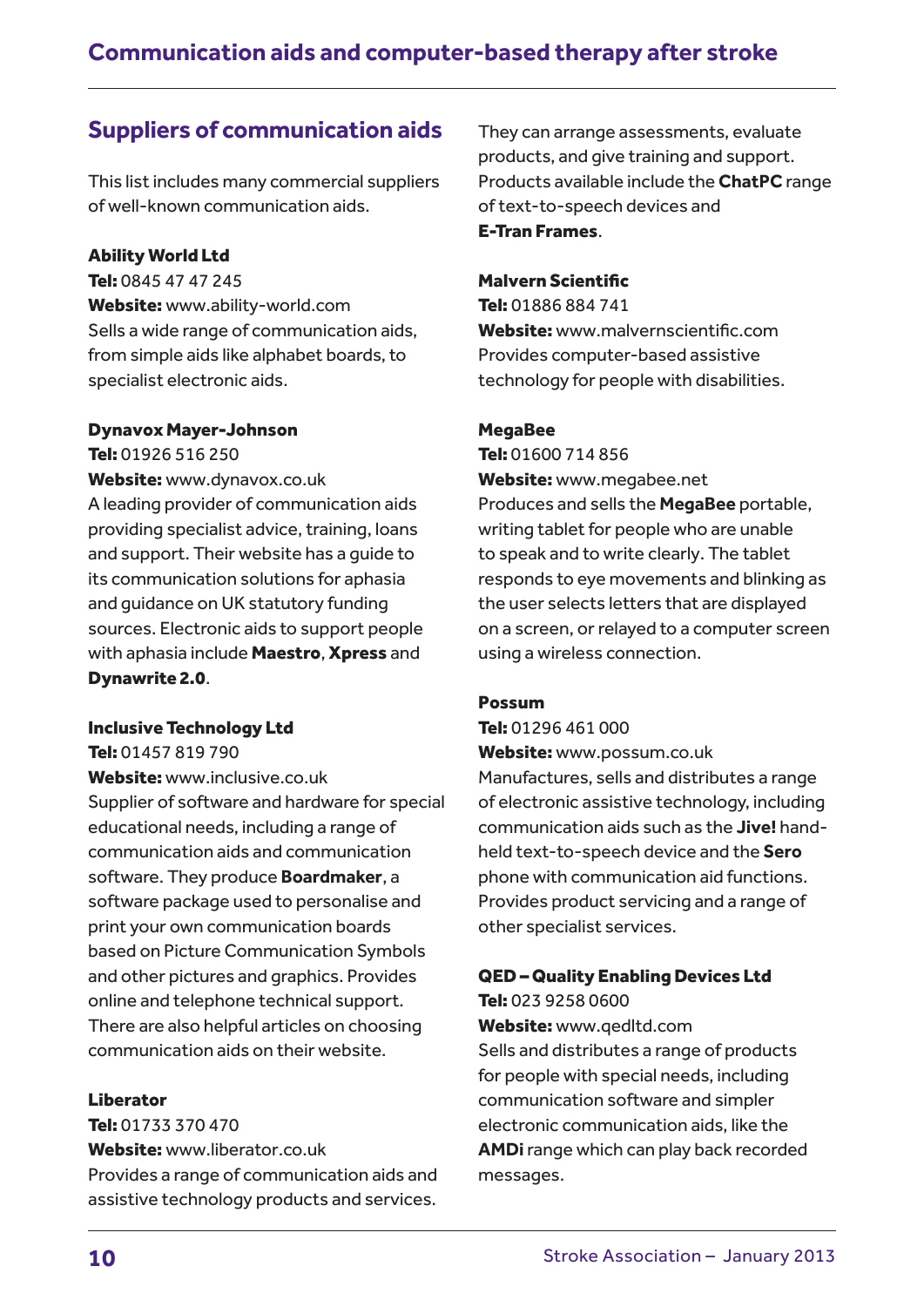## Suppliers of communication aids

This list includes many commercial suppliers of well-known communication aids.

**Ability World Ltd**
**Tel:** 0845 47 47 245
**Website:** www.ability-world.com
Sells a wide range of communication aids, from simple aids like alphabet boards, to specialist electronic aids.

**Dynavox Mayer-Johnson**
**Tel:** 01926 516 250
**Website:** www.dynavox.co.uk
A leading provider of communication aids providing specialist advice, training, loans and support. Their website has a guide to its communication solutions for aphasia and guidance on UK statutory funding sources. Electronic aids to support people with aphasia include **Maestro**, **Xpress** and **Dynawrite 2.0**.

**Inclusive Technology Ltd**
**Tel:** 01457 819 790
**Website:** www.inclusive.co.uk
Supplier of software and hardware for special educational needs, including a range of communication aids and communication software. They produce **Boardmaker**, a software package used to personalise and print your own communication boards based on Picture Communication Symbols and other pictures and graphics. Provides online and telephone technical support. There are also helpful articles on choosing communication aids on their website.

**Liberator**
**Tel:** 01733 370 470
**Website:** www.liberator.co.uk
Provides a range of communication aids and assistive technology products and services. They can arrange assessments, evaluate products, and give training and support. Products available include the **ChatPC** range of text-to-speech devices and **E-Tran Frames**.

**Malvern Scientific**
**Tel:** 01886 884 741
**Website:** www.malvernscientific.com
Provides computer-based assistive technology for people with disabilities.

**MegaBee**
**Tel:** 01600 714 856
**Website:** www.megabee.net
Produces and sells the **MegaBee** portable, writing tablet for people who are unable to speak and to write clearly. The tablet responds to eye movements and blinking as the user selects letters that are displayed on a screen, or relayed to a computer screen using a wireless connection.

**Possum**
**Tel:** 01296 461 000
**Website:** www.possum.co.uk
Manufactures, sells and distributes a range of electronic assistive technology, including communication aids such as the **Jive!** hand-held text-to-speech device and the **Sero** phone with communication aid functions. Provides product servicing and a range of other specialist services.

**QED – Quality Enabling Devices Ltd**
**Tel:** 023 9258 0600
**Website:** www.qedltd.com
Sells and distributes a range of products for people with special needs, including communication software and simpler electronic communication aids, like the **AMDi** range which can play back recorded messages.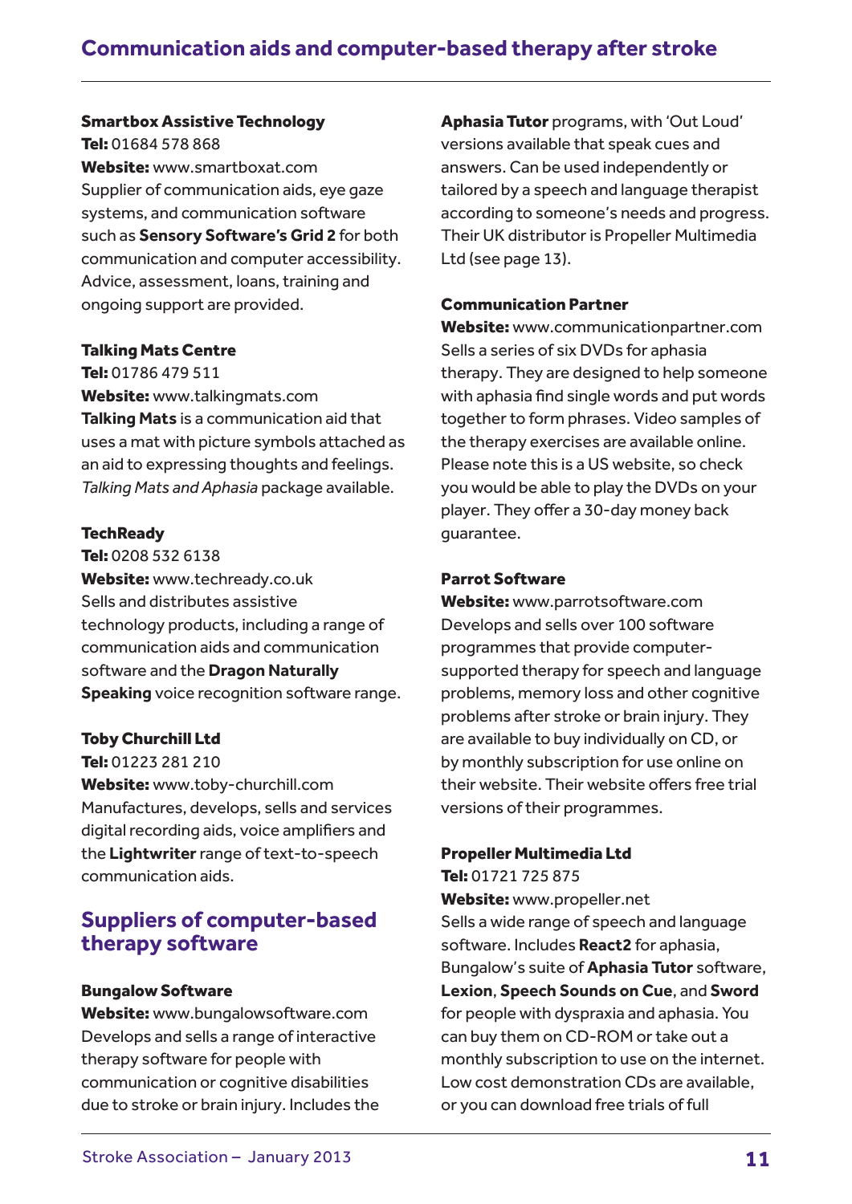**Smartbox Assistive Technology**
**Tel:** 01684 578 868
**Website:** www.smartboxat.com
Supplier of communication aids, eye gaze systems, and communication software such as **Sensory Software's Grid 2** for both communication and computer accessibility. Advice, assessment, loans, training and ongoing support are provided.

**Talking Mats Centre**
**Tel:** 01786 479 511
**Website:** www.talkingmats.com
**Talking Mats** is a communication aid that uses a mat with picture symbols attached as an aid to expressing thoughts and feelings. *Talking Mats and Aphasia* package available.

**TechReady**
**Tel:** 0208 532 6138
**Website:** www.techready.co.uk
Sells and distributes assistive technology products, including a range of communication aids and communication software and the **Dragon Naturally Speaking** voice recognition software range.

**Toby Churchill Ltd**
**Tel:** 01223 281 210
**Website:** www.toby-churchill.com
Manufactures, develops, sells and services digital recording aids, voice amplifiers and the **Lightwriter** range of text-to-speech communication aids.

## Suppliers of computer-based therapy software

**Bungalow Software**
**Website:** www.bungalowsoftware.com
Develops and sells a range of interactive therapy software for people with communication or cognitive disabilities due to stroke or brain injury. Includes the **Aphasia Tutor** programs, with 'Out Loud' versions available that speak cues and answers. Can be used independently or tailored by a speech and language therapist according to someone's needs and progress. Their UK distributor is Propeller Multimedia Ltd (see page 13).

**Communication Partner**
**Website:** www.communicationpartner.com
Sells a series of six DVDs for aphasia therapy. They are designed to help someone with aphasia find single words and put words together to form phrases. Video samples of the therapy exercises are available online. Please note this is a US website, so check you would be able to play the DVDs on your player. They offer a 30-day money back guarantee.

**Parrot Software**
**Website:** www.parrotsoftware.com
Develops and sells over 100 software programmes that provide computer-supported therapy for speech and language problems, memory loss and other cognitive problems after stroke or brain injury. They are available to buy individually on CD, or by monthly subscription for use online on their website. Their website offers free trial versions of their programmes.

**Propeller Multimedia Ltd**
**Tel:** 01721 725 875
**Website:** www.propeller.net
Sells a wide range of speech and language software. Includes **React2** for aphasia, Bungalow's suite of **Aphasia Tutor** software, **Lexion**, **Speech Sounds on Cue**, and **Sword** for people with dyspraxia and aphasia. You can buy them on CD-ROM or take out a monthly subscription to use on the internet. Low cost demonstration CDs are available, or you can download free trials of full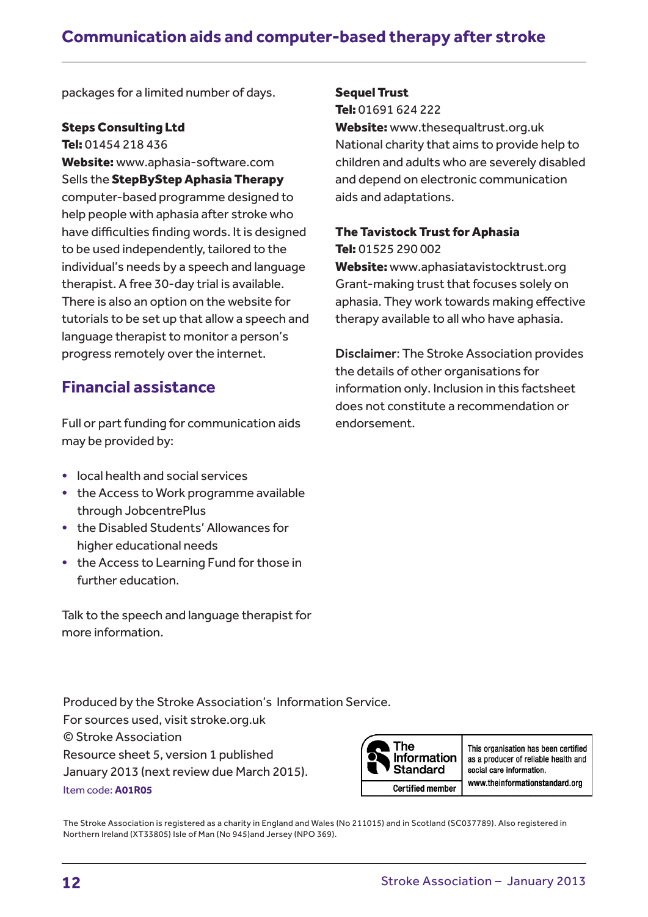packages for a limited number of days.

**Steps Consulting Ltd**
**Tel:** 01454 218 436
**Website:** www.aphasia-software.com
Sells the **StepByStep Aphasia Therapy** computer-based programme designed to help people with aphasia after stroke who have difficulties finding words. It is designed to be used independently, tailored to the individual's needs by a speech and language therapist. A free 30-day trial is available. There is also an option on the website for tutorials to be set up that allow a speech and language therapist to monitor a person's progress remotely over the internet.

## Financial assistance

Full or part funding for communication aids may be provided by:

- local health and social services
- the Access to Work programme available through JobcentrePlus
- the Disabled Students' Allowances for higher educational needs
- the Access to Learning Fund for those in further education.

Talk to the speech and language therapist for more information.

**Sequel Trust**
**Tel:** 01691 624 222
**Website:** www.thesequaltrust.org.uk
National charity that aims to provide help to children and adults who are severely disabled and depend on electronic communication aids and adaptations.

**The Tavistock Trust for Aphasia**
**Tel:** 01525 290 002
**Website:** www.aphasiatavistocktrust.org
Grant-making trust that focuses solely on aphasia. They work towards making effective therapy available to all who have aphasia.

Disclaimer: The Stroke Association provides the details of other organisations for information only. Inclusion in this factsheet does not constitute a recommendation or endorsement.

Produced by the Stroke Association's Information Service.
For sources used, visit stroke.org.uk
© Stroke Association
Resource sheet 5, version 1 published January 2013 (next review due March 2015).
Item code: **A01R05**

The Information Standard
Certified member
This organisation has been certified as a producer of reliable health and social care information.
www.theinformationstandard.org

The Stroke Association is registered as a charity in England and Wales (No 211015) and in Scotland (SC037789). Also registered in Northern Ireland (XT33805) Isle of Man (No 945)and Jersey (NPO 369).